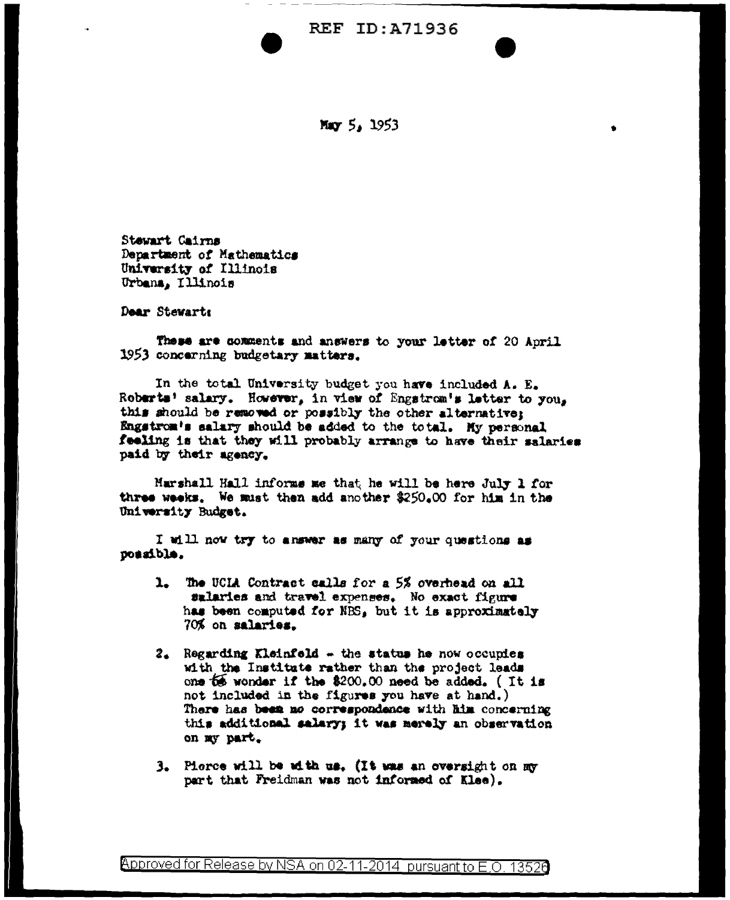May 5, 1953

Stewart Cairns
Department of Mathematics
University of Illinois
Urbana, Illinois

Dear Stewart:

These are comments and answers to your letter of 20 April 1953 concerning budgetary matters.

In the total University budget you have included A. E. Roberts' salary. However, in view of Engstrom's letter to you, this should be removed or possibly the other alternative; Engstrom's salary should be added to the total. My personal feeling is that they will probably arrange to have their salaries paid by their agency.

Marshall Hall informs me that he will be here July 1 for three weeks. We must then add another $250.00 for him in the University Budget.

I will now try to answer as many of your questions as possible.

1. The UCLA Contract calls for a 5% overhead on all salaries and travel expenses. No exact figure has been computed for NBS, but it is approximately 70% on salaries.

2. Regarding Kleinfeld - the status he now occupies with the Institute rather than the project leads one to wonder if the $200.00 need be added. ( It is not included in the figures you have at hand.) There has been no correspondence with him concerning this additional salary; it was merely an observation on my part.

3. Pierce will be with us. (It was an oversight on my part that Freidman was not informed of Klee).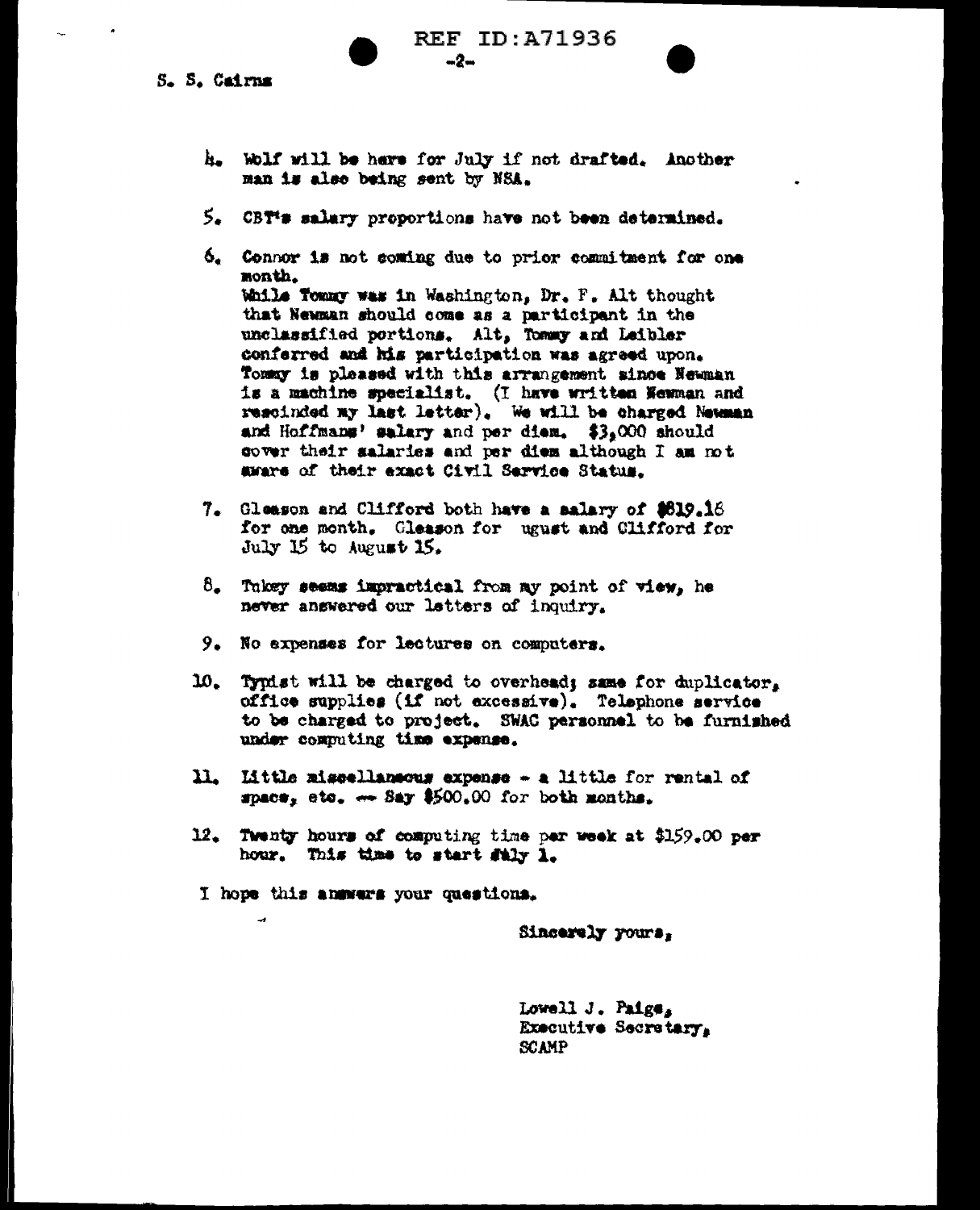S. S. Cairns

4. Wolf will be here for July if not drafted. Another man is also being sent by NSA.

5. CBT's salary proportions have not been determined.

6. Connor is not coming due to prior commitment for one month.
While Tommy was in Washington, Dr. F. Alt thought that Newman should come as a participant in the unclassified portions. Alt, Tommy and Leibler conferred and his participation was agreed upon. Tommy is pleased with this arrangement since Newman is a machine specialist. (I have written Newman and rescinded my last letter). We will be charged Newman and Hoffmans' salary and per diem. $3,000 should cover their salaries and per diem although I am not aware of their exact Civil Service Status.

7. Gleason and Clifford both have a salary of $819.16 for one month. Gleason for ugust and Clifford for July 15 to August 15.

8. Tukey seems impractical from my point of view, he never answered our letters of inquiry.

9. No expenses for lectures on computers.

10. Typist will be charged to overhead; same for duplicator, office supplies (if not excessive). Telephone service to be charged to project. SWAC personnel to be furnished under computing time expense.

11. Little miscellaneous expense - a little for rental of space, etc. -- Say $500.00 for both months.

12. Twenty hours of computing time per week at $159.00 per hour. This time to start July 1.

I hope this answers your questions.

Sincerely yours,

Lowell J. Paige,
Executive Secretary,
SCAMP